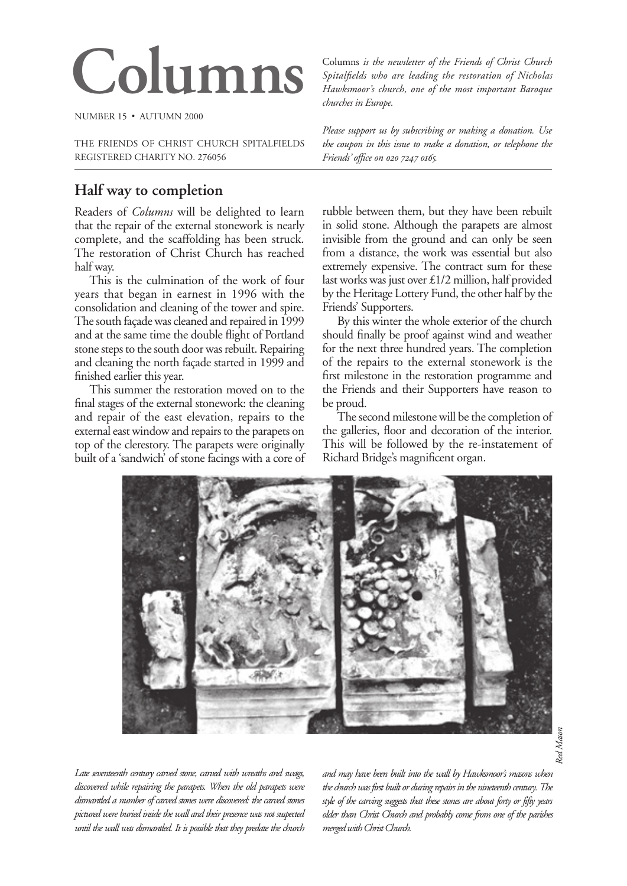# Columns

NUMBER 15 • AUTUMN 2000

THE FRIENDS OF CHRIST CHURCH SPITALFIELDS
REGISTERED CHARITY NO. 276056

Columns *is the newsletter of the Friends of Christ Church Spitalfields who are leading the restoration of Nicholas Hawksmoor's church, one of the most important Baroque churches in Europe.*

*Please support us by subscribing or making a donation. Use the coupon in this issue to make a donation, or telephone the Friends' office on 020 7247 0165.*

## Half way to completion

Readers of *Columns* will be delighted to learn that the repair of the external stonework is nearly complete, and the scaffolding has been struck. The restoration of Christ Church has reached half way.

This is the culmination of the work of four years that began in earnest in 1996 with the consolidation and cleaning of the tower and spire. The south façade was cleaned and repaired in 1999 and at the same time the double flight of Portland stone steps to the south door was rebuilt. Repairing and cleaning the north façade started in 1999 and finished earlier this year.

This summer the restoration moved on to the final stages of the external stonework: the cleaning and repair of the east elevation, repairs to the external east window and repairs to the parapets on top of the clerestory. The parapets were originally built of a 'sandwich' of stone facings with a core of rubble between them, but they have been rebuilt in solid stone. Although the parapets are almost invisible from the ground and can only be seen from a distance, the work was essential but also extremely expensive. The contract sum for these last works was just over £1/2 million, half provided by the Heritage Lottery Fund, the other half by the Friends' Supporters.

By this winter the whole exterior of the church should finally be proof against wind and weather for the next three hundred years. The completion of the repairs to the external stonework is the first milestone in the restoration programme and the Friends and their Supporters have reason to be proud.

The second milestone will be the completion of the galleries, floor and decoration of the interior. This will be followed by the re-instatement of Richard Bridge's magnificent organ.

*Red Mason*

*Late seventeenth century carved stone, carved with wreaths and swags, discovered while repairing the parapets. When the old parapets were dismantled a number of carved stones were discovered: the carved stones pictured were buried inside the wall and their presence was not suspected until the wall was dismantled. It is possible that they predate the church and may have been built into the wall by Hawksmoor's masons when the church was first built or during repairs in the nineteenth century. The style of the carving suggests that these stones are about forty or fifty years older than Christ Church and probably come from one of the parishes merged with Christ Church.*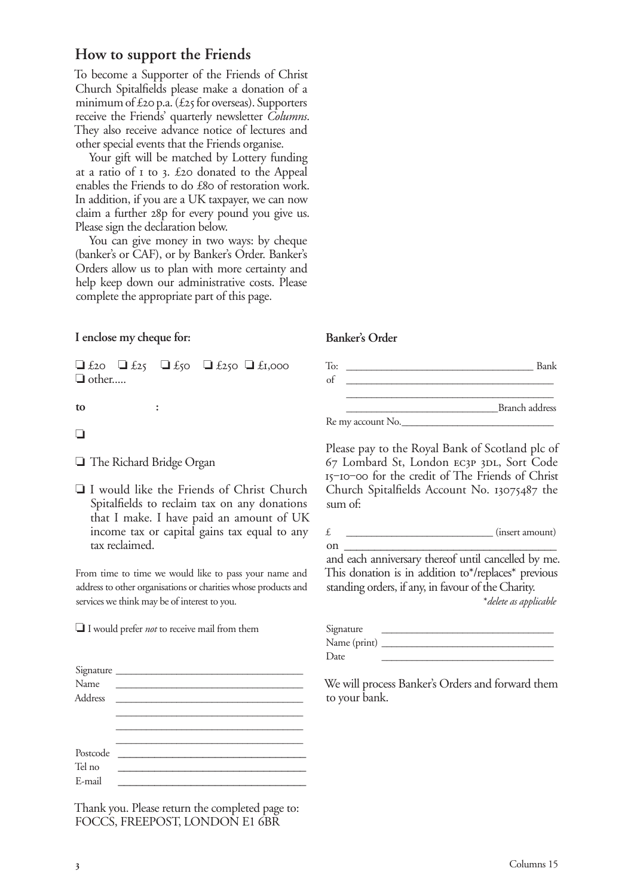## How to support the Friends

To become a Supporter of the Friends of Christ Church Spitalfields please make a donation of a minimum of £20 p.a. (£25 for overseas). Supporters receive the Friends' quarterly newsletter *Columns*. They also receive advance notice of lectures and other special events that the Friends organise.

Your gift will be matched by Lottery funding at a ratio of 1 to 3. £20 donated to the Appeal enables the Friends to do £80 of restoration work. In addition, if you are a UK taxpayer, we can now claim a further 28p for every pound you give us. Please sign the declaration below.

You can give money in two ways: by cheque (banker's or CAF), or by Banker's Order. Banker's Orders allow us to plan with more certainty and help keep down our administrative costs. Please complete the appropriate part of this page.

**I enclose my cheque for:**

❑ £20 ❑ £25 ❑ £50 ❑ £250 ❑ £1,000
❑ other.....

**to** :

❑

❑ The Richard Bridge Organ

❑ I would like the Friends of Christ Church Spitalfields to reclaim tax on any donations that I make. I have paid an amount of UK income tax or capital gains tax equal to any tax reclaimed.

From time to time we would like to pass your name and address to other organisations or charities whose products and services we think may be of interest to you.

❑ I would prefer *not* to receive mail from them

Signature ______________________
Name ______________________
Address ______________________
______________________
______________________
______________________
Postcode ______________________
Tel no ______________________
E-mail ______________________

Thank you. Please return the completed page to:
FOCCS, FREEPOST, LONDON E1 6BR

**Banker's Order**

To: ______________________ Bank
of ______________________
______________________
______________________ Branch address
Re my account No. ______________________

Please pay to the Royal Bank of Scotland plc of 67 Lombard St, London EC3P 3DL, Sort Code 15–10–00 for the credit of The Friends of Christ Church Spitalfields Account No. 13075487 the sum of:

£ ______________________ (insert amount)
on ______________________
and each anniversary thereof until cancelled by me. This donation is in addition to*/replaces* previous standing orders, if any, in favour of the Charity.

*\*delete as applicable*

Signature ______________________
Name (print) ______________________
Date ______________________

We will process Banker's Orders and forward them to your bank.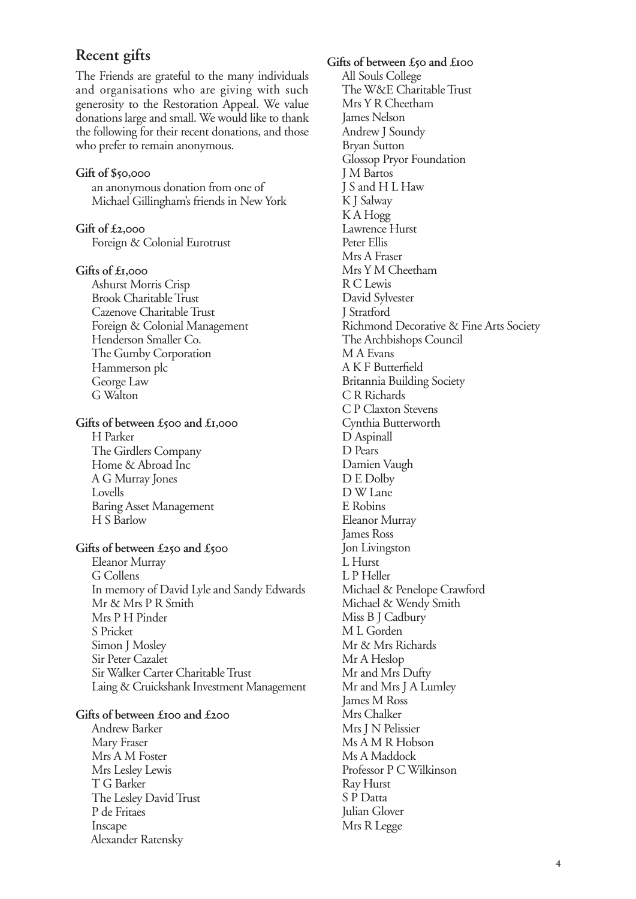## Recent gifts

The Friends are grateful to the many individuals and organisations who are giving with such generosity to the Restoration Appeal. We value donations large and small. We would like to thank the following for their recent donations, and those who prefer to remain anonymous.

**Gift of $50,000**

an anonymous donation from one of Michael Gillingham's friends in New York

**Gift of £2,000**

Foreign & Colonial Eurotrust

**Gifts of £1,000**

Ashurst Morris Crisp
Brook Charitable Trust
Cazenove Charitable Trust
Foreign & Colonial Management
Henderson Smaller Co.
The Gumby Corporation
Hammerson plc
George Law
G Walton

**Gifts of between £500 and £1,000**

H Parker
The Girdlers Company
Home & Abroad Inc
A G Murray Jones
Lovells
Baring Asset Management
H S Barlow

**Gifts of between £250 and £500**

Eleanor Murray
G Collens
In memory of David Lyle and Sandy Edwards
Mr & Mrs P R Smith
Mrs P H Pinder
S Pricket
Simon J Mosley
Sir Peter Cazalet
Sir Walker Carter Charitable Trust
Laing & Cruickshank Investment Management

**Gifts of between £100 and £200**

Andrew Barker
Mary Fraser
Mrs A M Foster
Mrs Lesley Lewis
T G Barker
The Lesley David Trust
P de Fritaes
Inscape
Alexander Ratensky

**Gifts of between £50 and £100**

All Souls College
The W&E Charitable Trust
Mrs Y R Cheetham
James Nelson
Andrew J Soundy
Bryan Sutton
Glossop Pryor Foundation
J M Bartos
J S and H L Haw
K J Salway
K A Hogg
Lawrence Hurst
Peter Ellis
Mrs A Fraser
Mrs Y M Cheetham
R C Lewis
David Sylvester
J Stratford
Richmond Decorative & Fine Arts Society
The Archbishops Council
M A Evans
A K F Butterfield
Britannia Building Society
C R Richards
C P Claxton Stevens
Cynthia Butterworth
D Aspinall
D Pears
Damien Vaugh
D E Dolby
D W Lane
E Robins
Eleanor Murray
James Ross
Jon Livingston
L Hurst
L P Heller
Michael & Penelope Crawford
Michael & Wendy Smith
Miss B J Cadbury
M L Gorden
Mr & Mrs Richards
Mr A Heslop
Mr and Mrs Dufty
Mr and Mrs J A Lumley
James M Ross
Mrs Chalker
Mrs J N Pelissier
Ms A M R Hobson
Ms A Maddock
Professor P C Wilkinson
Ray Hurst
S P Datta
Julian Glover
Mrs R Legge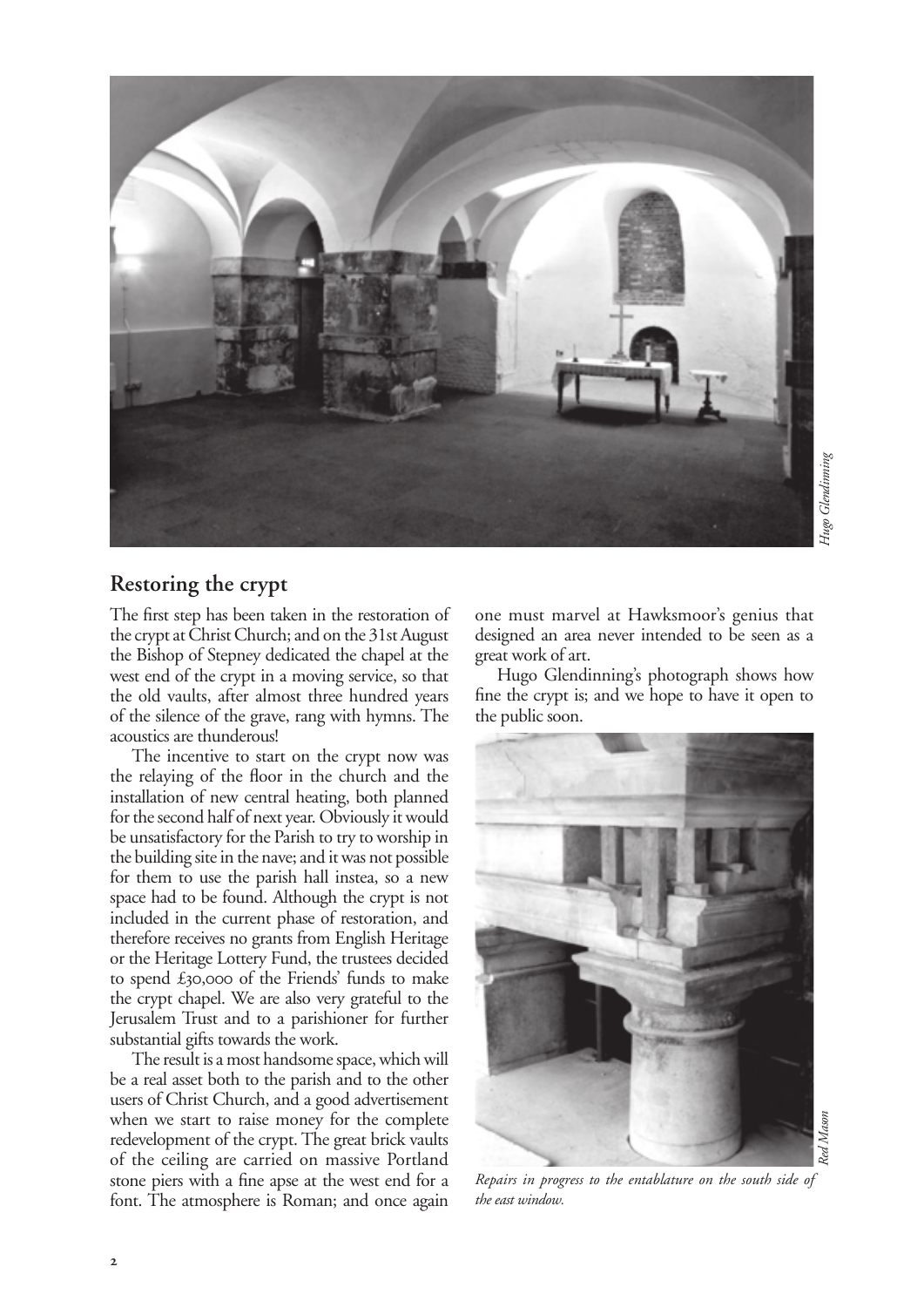## Restoring the crypt

The first step has been taken in the restoration of the crypt at Christ Church; and on the 31st August the Bishop of Stepney dedicated the chapel at the west end of the crypt in a moving service, so that the old vaults, after almost three hundred years of the silence of the grave, rang with hymns. The acoustics are thunderous!

The incentive to start on the crypt now was the relaying of the floor in the church and the installation of new central heating, both planned for the second half of next year. Obviously it would be unsatisfactory for the Parish to try to worship in the building site in the nave; and it was not possible for them to use the parish hall instea, so a new space had to be found. Although the crypt is not included in the current phase of restoration, and therefore receives no grants from English Heritage or the Heritage Lottery Fund, the trustees decided to spend £30,000 of the Friends' funds to make the crypt chapel. We are also very grateful to the Jerusalem Trust and to a parishioner for further substantial gifts towards the work.

The result is a most handsome space, which will be a real asset both to the parish and to the other users of Christ Church, and a good advertisement when we start to raise money for the complete redevelopment of the crypt. The great brick vaults of the ceiling are carried on massive Portland stone piers with a fine apse at the west end for a font. The atmosphere is Roman; and once again one must marvel at Hawksmoor's genius that designed an area never intended to be seen as a great work of art.

Hugo Glendinning's photograph shows how fine the crypt is; and we hope to have it open to the public soon.

*Repairs in progress to the entablature on the south side of the east window.*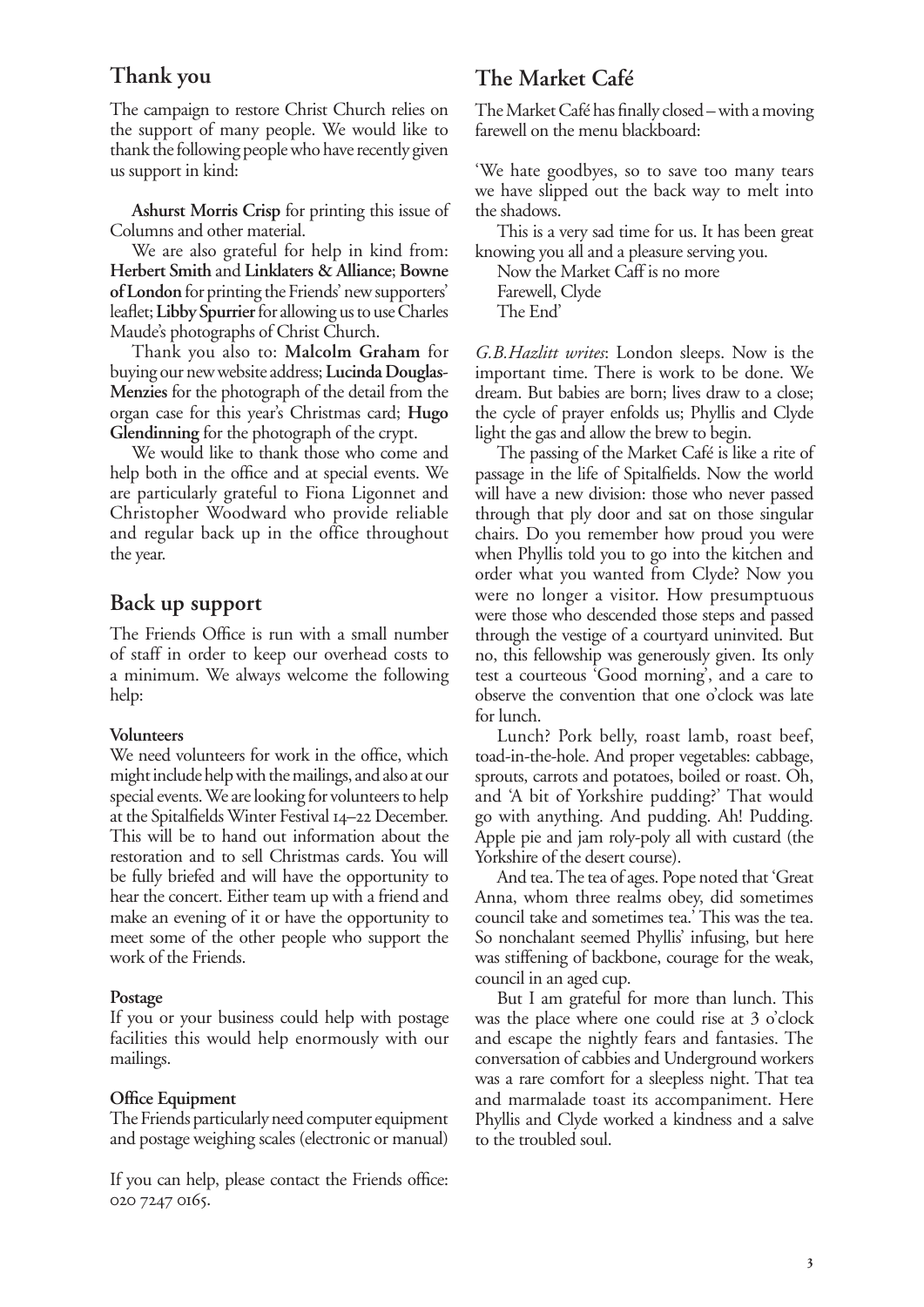## Thank you

The campaign to restore Christ Church relies on the support of many people. We would like to thank the following people who have recently given us support in kind:

**Ashurst Morris Crisp** for printing this issue of Columns and other material.

We are also grateful for help in kind from: **Herbert Smith** and **Linklaters & Alliance**; **Bowne of London** for printing the Friends' new supporters' leaflet; **Libby Spurrier** for allowing us to use Charles Maude's photographs of Christ Church.

Thank you also to: **Malcolm Graham** for buying our new website address; **Lucinda Douglas-Menzies** for the photograph of the detail from the organ case for this year's Christmas card; **Hugo Glendinning** for the photograph of the crypt.

We would like to thank those who come and help both in the office and at special events. We are particularly grateful to Fiona Ligonnet and Christopher Woodward who provide reliable and regular back up in the office throughout the year.

## Back up support

The Friends Office is run with a small number of staff in order to keep our overhead costs to a minimum. We always welcome the following help:

**Volunteers**
We need volunteers for work in the office, which might include help with the mailings, and also at our special events. We are looking for volunteers to help at the Spitalfields Winter Festival 14–22 December. This will be to hand out information about the restoration and to sell Christmas cards. You will be fully briefed and will have the opportunity to hear the concert. Either team up with a friend and make an evening of it or have the opportunity to meet some of the other people who support the work of the Friends.

**Postage**
If you or your business could help with postage facilities this would help enormously with our mailings.

**Office Equipment**
The Friends particularly need computer equipment and postage weighing scales (electronic or manual)

If you can help, please contact the Friends office: 020 7247 0165.

## The Market Café

The Market Café has finally closed – with a moving farewell on the menu blackboard:

'We hate goodbyes, so to save too many tears we have slipped out the back way to melt into the shadows.

This is a very sad time for us. It has been great knowing you all and a pleasure serving you.

Now the Market Caff is no more
Farewell, Clyde
The End'

*G.B.Hazlitt writes*: London sleeps. Now is the important time. There is work to be done. We dream. But babies are born; lives draw to a close; the cycle of prayer enfolds us; Phyllis and Clyde light the gas and allow the brew to begin.

The passing of the Market Café is like a rite of passage in the life of Spitalfields. Now the world will have a new division: those who never passed through that ply door and sat on those singular chairs. Do you remember how proud you were when Phyllis told you to go into the kitchen and order what you wanted from Clyde? Now you were no longer a visitor. How presumptuous were those who descended those steps and passed through the vestige of a courtyard uninvited. But no, this fellowship was generously given. Its only test a courteous 'Good morning', and a care to observe the convention that one o'clock was late for lunch.

Lunch? Pork belly, roast lamb, roast beef, toad-in-the-hole. And proper vegetables: cabbage, sprouts, carrots and potatoes, boiled or roast. Oh, and 'A bit of Yorkshire pudding?' That would go with anything. And pudding. Ah! Pudding. Apple pie and jam roly-poly all with custard (the Yorkshire of the desert course).

And tea. The tea of ages. Pope noted that 'Great Anna, whom three realms obey, did sometimes council take and sometimes tea.' This was the tea. So nonchalant seemed Phyllis' infusing, but here was stiffening of backbone, courage for the weak, council in an aged cup.

But I am grateful for more than lunch. This was the place where one could rise at 3 o'clock and escape the nightly fears and fantasies. The conversation of cabbies and Underground workers was a rare comfort for a sleepless night. That tea and marmalade toast its accompaniment. Here Phyllis and Clyde worked a kindness and a salve to the troubled soul.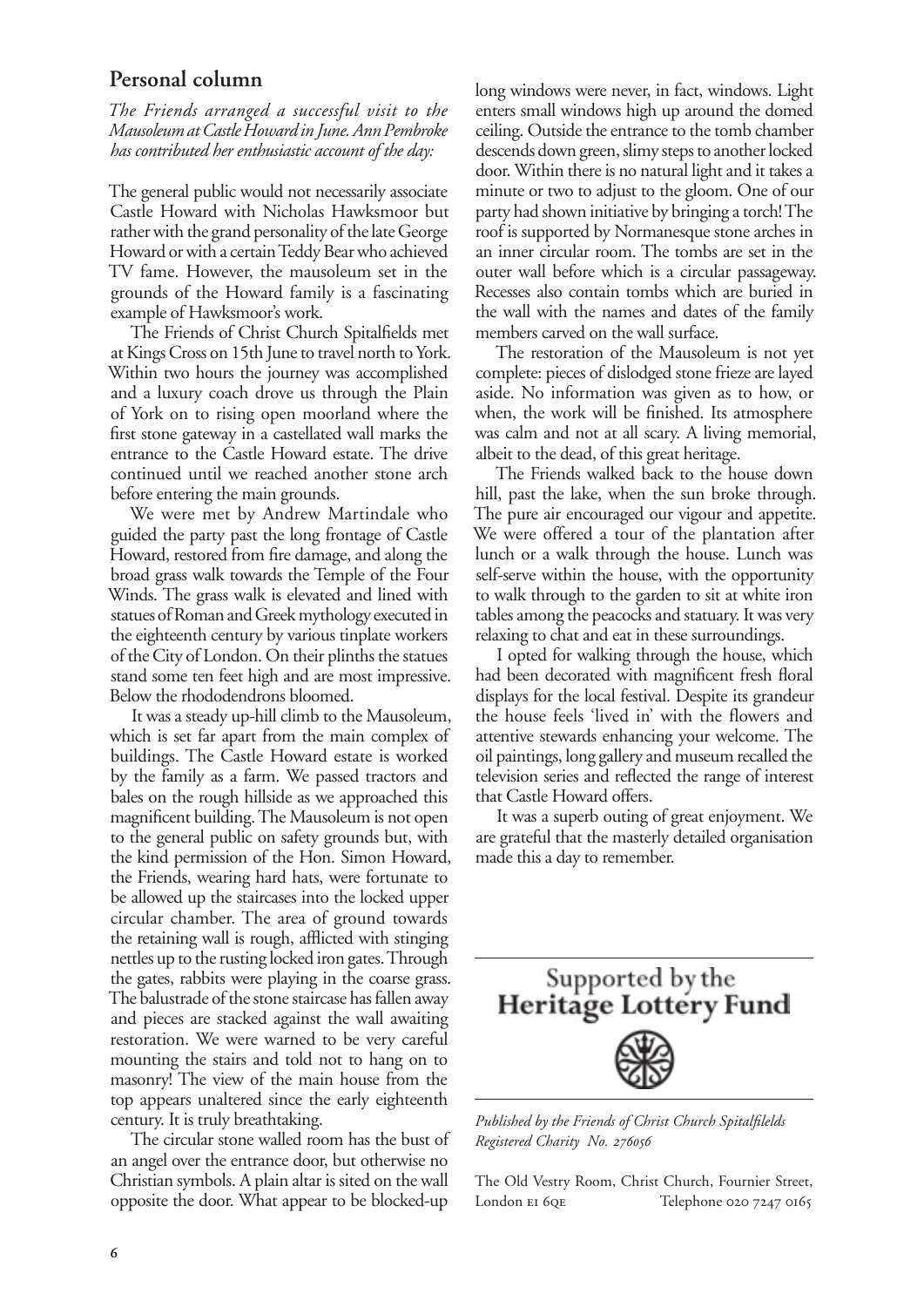## Personal column

*The Friends arranged a successful visit to the Mausoleum at Castle Howard in June. Ann Pembroke has contributed her enthusiastic account of the day:*

The general public would not necessarily associate Castle Howard with Nicholas Hawksmoor but rather with the grand personality of the late George Howard or with a certain Teddy Bear who achieved TV fame. However, the mausoleum set in the grounds of the Howard family is a fascinating example of Hawksmoor's work.

The Friends of Christ Church Spitalfields met at Kings Cross on 15th June to travel north to York. Within two hours the journey was accomplished and a luxury coach drove us through the Plain of York on to rising open moorland where the first stone gateway in a castellated wall marks the entrance to the Castle Howard estate. The drive continued until we reached another stone arch before entering the main grounds.

We were met by Andrew Martindale who guided the party past the long frontage of Castle Howard, restored from fire damage, and along the broad grass walk towards the Temple of the Four Winds. The grass walk is elevated and lined with statues of Roman and Greek mythology executed in the eighteenth century by various tinplate workers of the City of London. On their plinths the statues stand some ten feet high and are most impressive. Below the rhododendrons bloomed.

It was a steady up-hill climb to the Mausoleum, which is set far apart from the main complex of buildings. The Castle Howard estate is worked by the family as a farm. We passed tractors and bales on the rough hillside as we approached this magnificent building. The Mausoleum is not open to the general public on safety grounds but, with the kind permission of the Hon. Simon Howard, the Friends, wearing hard hats, were fortunate to be allowed up the staircases into the locked upper circular chamber. The area of ground towards the retaining wall is rough, afflicted with stinging nettles up to the rusting locked iron gates. Through the gates, rabbits were playing in the coarse grass. The balustrade of the stone staircase has fallen away and pieces are stacked against the wall awaiting restoration. We were warned to be very careful mounting the stairs and told not to hang on to masonry! The view of the main house from the top appears unaltered since the early eighteenth century. It is truly breathtaking.

The circular stone walled room has the bust of an angel over the entrance door, but otherwise no Christian symbols. A plain altar is sited on the wall opposite the door. What appear to be blocked-up long windows were never, in fact, windows. Light enters small windows high up around the domed ceiling. Outside the entrance to the tomb chamber descends down green, slimy steps to another locked door. Within there is no natural light and it takes a minute or two to adjust to the gloom. One of our party had shown initiative by bringing a torch! The roof is supported by Normanesque stone arches in an inner circular room. The tombs are set in the outer wall before which is a circular passageway. Recesses also contain tombs which are buried in the wall with the names and dates of the family members carved on the wall surface.

The restoration of the Mausoleum is not yet complete: pieces of dislodged stone frieze are layed aside. No information was given as to how, or when, the work will be finished. Its atmosphere was calm and not at all scary. A living memorial, albeit to the dead, of this great heritage.

The Friends walked back to the house down hill, past the lake, when the sun broke through. The pure air encouraged our vigour and appetite. We were offered a tour of the plantation after lunch or a walk through the house. Lunch was self-serve within the house, with the opportunity to walk through to the garden to sit at white iron tables among the peacocks and statuary. It was very relaxing to chat and eat in these surroundings.

I opted for walking through the house, which had been decorated with magnificent fresh floral displays for the local festival. Despite its grandeur the house feels 'lived in' with the flowers and attentive stewards enhancing your welcome. The oil paintings, long gallery and museum recalled the television series and reflected the range of interest that Castle Howard offers.

It was a superb outing of great enjoyment. We are grateful that the masterly detailed organisation made this a day to remember.

---

Supported by the
**Heritage Lottery Fund**

---

*Published by the Friends of Christ Church Spitalfields*
*Registered Charity No. 276056*

The Old Vestry Room, Christ Church, Fournier Street, London E1 6QE Telephone 020 7247 0165